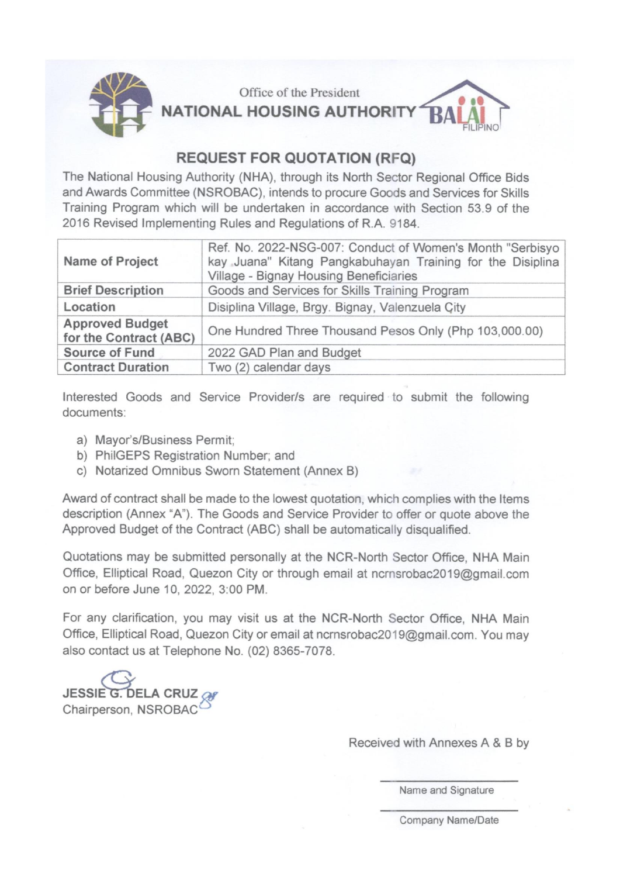Office of the President

**NATIONAL HOUSING AUTHORITY**

BALAI FILIPINO

## REQUEST FOR QUOTATION (RFQ)

The National Housing Authority (NHA), through its North Sector Regional Office Bids and Awards Committee (NSROBAC), intends to procure Goods and Services for Skills Training Program which will be undertaken in accordance with Section 53.9 of the 2016 Revised Implementing Rules and Regulations of R.A. 9184.

| | |
|---|---|
| **Name of Project** | Ref. No. 2022-NSG-007: Conduct of Women's Month "Serbisyo kay Juana" Kitang Pangkabuhayan Training for the Disiplina Village - Bignay Housing Beneficiaries |
| **Brief Description** | Goods and Services for Skills Training Program |
| **Location** | Disiplina Village, Brgy. Bignay, Valenzuela City |
| **Approved Budget for the Contract (ABC)** | One Hundred Three Thousand Pesos Only (Php 103,000.00) |
| **Source of Fund** | 2022 GAD Plan and Budget |
| **Contract Duration** | Two (2) calendar days |

Interested Goods and Service Provider/s are required to submit the following documents:

a) Mayor's/Business Permit;
b) PhilGEPS Registration Number; and
c) Notarized Omnibus Sworn Statement (Annex B)

Award of contract shall be made to the lowest quotation, which complies with the Items description (Annex "A"). The Goods and Service Provider to offer or quote above the Approved Budget of the Contract (ABC) shall be automatically disqualified.

Quotations may be submitted personally at the NCR-North Sector Office, NHA Main Office, Elliptical Road, Quezon City or through email at ncrnsrobac2019@gmail.com on or before June 10, 2022, 3:00 PM.

For any clarification, you may visit us at the NCR-North Sector Office, NHA Main Office, Elliptical Road, Quezon City or email at ncrnsrobac2019@gmail.com. You may also contact us at Telephone No. (02) 8365-7078.

**JESSIE G. DELA CRUZ**
Chairperson, NSROBAC

Received with Annexes A & B by

\_\_\_\_\_\_\_\_\_\_\_\_\_\_\_\_\_\_\_\_
Name and Signature

\_\_\_\_\_\_\_\_\_\_\_\_\_\_\_\_\_\_\_\_
Company Name/Date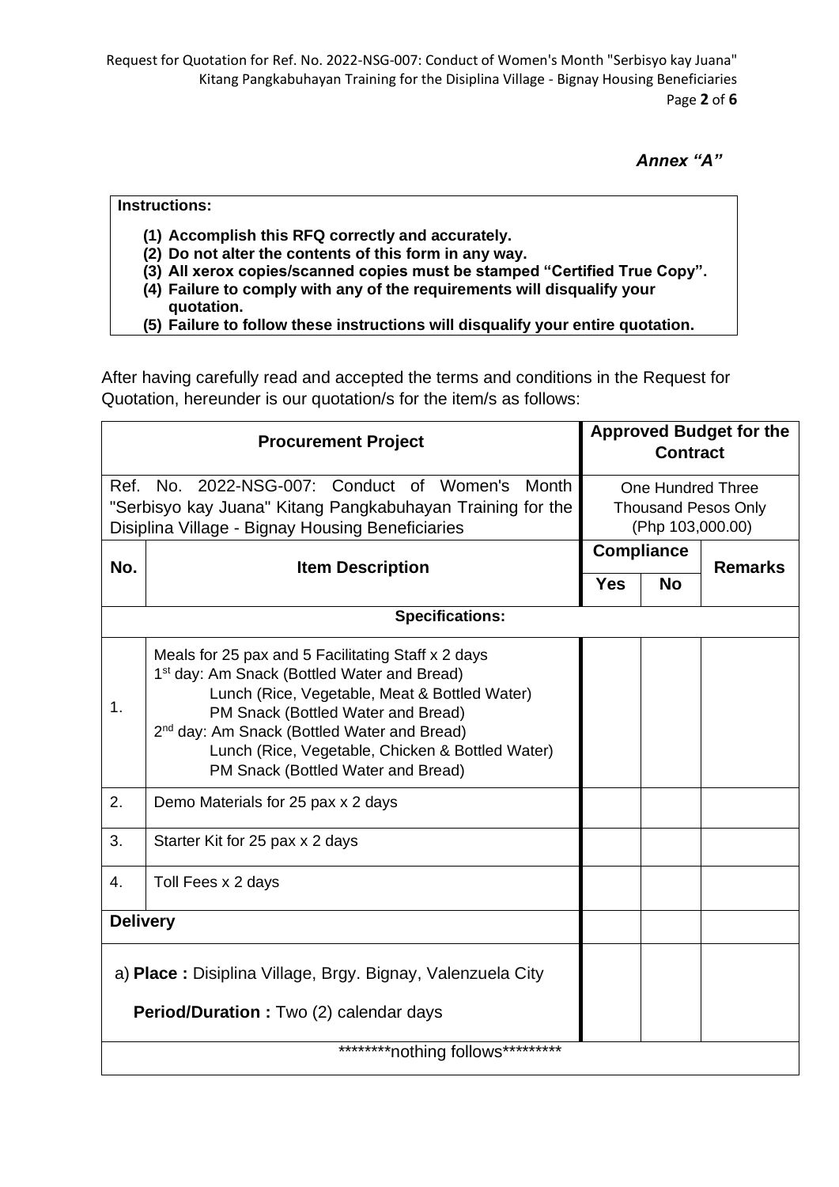*Annex "A"*

**Instructions:**

1. **Accomplish this RFQ correctly and accurately.**
2. **Do not alter the contents of this form in any way.**
3. **All xerox copies/scanned copies must be stamped "Certified True Copy".**
4. **Failure to comply with any of the requirements will disqualify your quotation.**
5. **Failure to follow these instructions will disqualify your entire quotation.**

After having carefully read and accepted the terms and conditions in the Request for Quotation, hereunder is our quotation/s for the item/s as follows:

| **Procurement Project** | | **Approved Budget for the Contract** | | |
|---|---|---|---|---|
| Ref. No. 2022-NSG-007: Conduct of Women's Month "Serbisyo kay Juana" Kitang Pangkabuhayan Training for the Disiplina Village - Bignay Housing Beneficiaries | | One Hundred Three Thousand Pesos Only (Php 103,000.00) | | |
| **No.** | **Item Description** | **Compliance** | | **Remarks** |
| | | **Yes** | **No** | |
| **Specifications:** | | | | |
| 1. | Meals for 25 pax and 5 Facilitating Staff x 2 days<br>1st day: Am Snack (Bottled Water and Bread)<br>Lunch (Rice, Vegetable, Meat & Bottled Water)<br>PM Snack (Bottled Water and Bread)<br>2nd day: Am Snack (Bottled Water and Bread)<br>Lunch (Rice, Vegetable, Chicken & Bottled Water)<br>PM Snack (Bottled Water and Bread) | | | |
| 2. | Demo Materials for 25 pax x 2 days | | | |
| 3. | Starter Kit for 25 pax x 2 days | | | |
| 4. | Toll Fees x 2 days | | | |
| **Delivery** | | | | |
| a) **Place :** Disiplina Village, Brgy. Bignay, Valenzuela City<br><br>**Period/Duration :** Two (2) calendar days | | | | |
| ********nothing follows********* | | | | |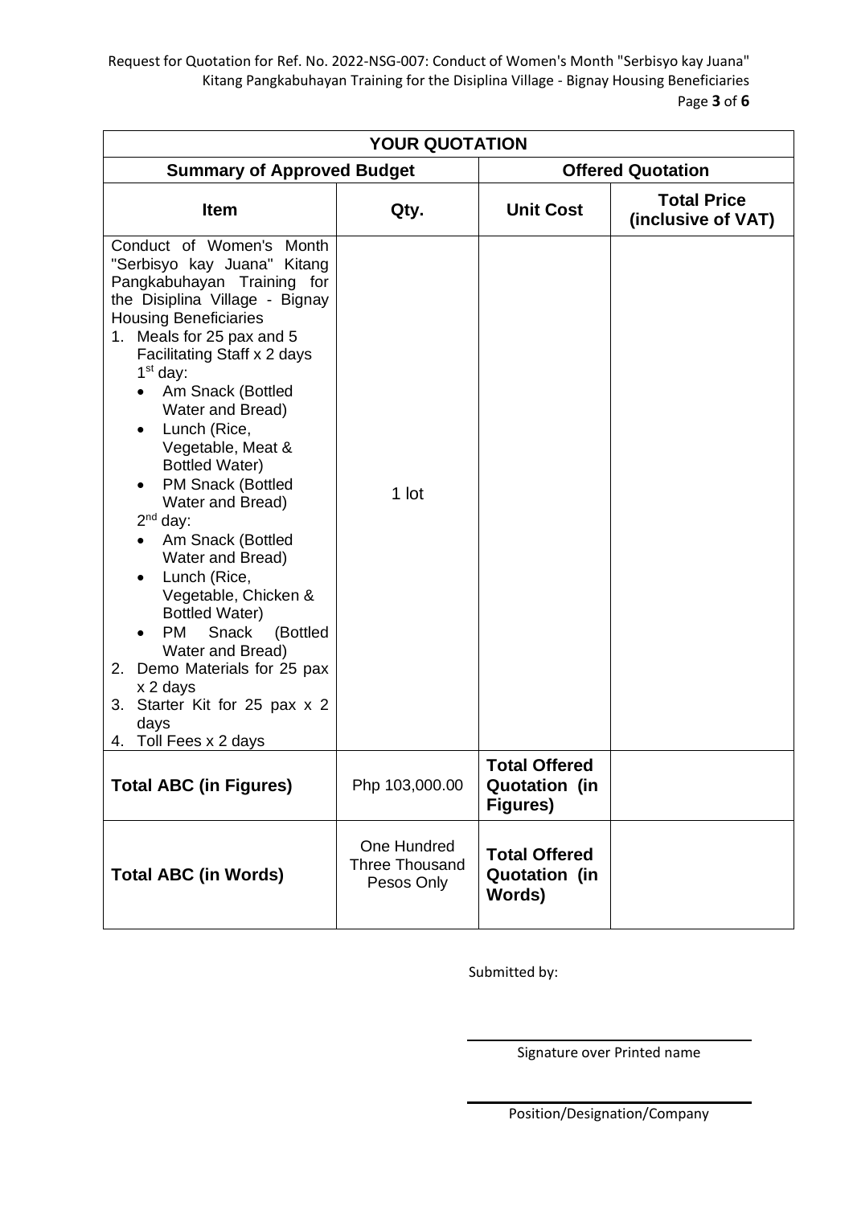| YOUR QUOTATION | | | |
|---|---|---|---|
| **Summary of Approved Budget** | | **Offered Quotation** | |
| **Item** | **Qty.** | **Unit Cost** | **Total Price (inclusive of VAT)** |
| Conduct of Women's Month "Serbisyo kay Juana" Kitang Pangkabuhayan Training for the Disiplina Village - Bignay Housing Beneficiaries<br>1. Meals for 25 pax and 5 Facilitating Staff x 2 days<br>1st day:<br>• Am Snack (Bottled Water and Bread)<br>• Lunch (Rice, Vegetable, Meat & Bottled Water)<br>• PM Snack (Bottled Water and Bread)<br>2nd day:<br>• Am Snack (Bottled Water and Bread)<br>• Lunch (Rice, Vegetable, Chicken & Bottled Water)<br>• PM Snack (Bottled Water and Bread)<br>2. Demo Materials for 25 pax x 2 days<br>3. Starter Kit for 25 pax x 2 days<br>4. Toll Fees x 2 days | 1 lot | | |
| **Total ABC (in Figures)** | Php 103,000.00 | **Total Offered Quotation (in Figures)** | |
| **Total ABC (in Words)** | One Hundred Three Thousand Pesos Only | **Total Offered Quotation (in Words)** | |

Submitted by:

______________________________
Signature over Printed name

______________________________
Position/Designation/Company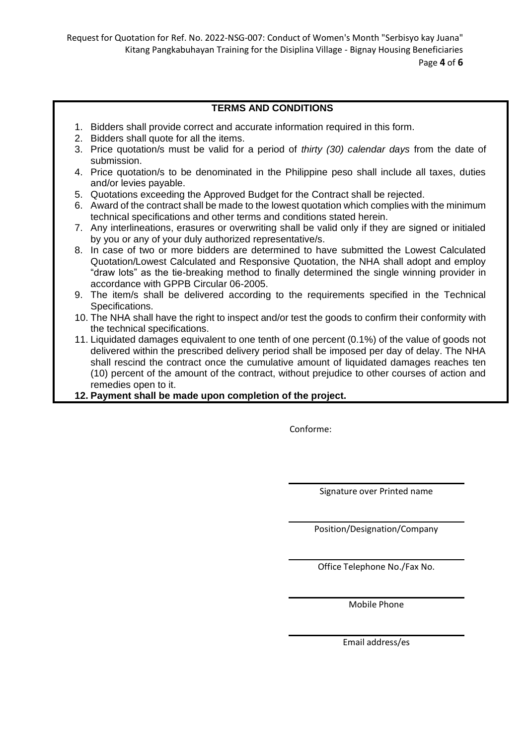## TERMS AND CONDITIONS

1. Bidders shall provide correct and accurate information required in this form.
2. Bidders shall quote for all the items.
3. Price quotation/s must be valid for a period of *thirty (30) calendar days* from the date of submission.
4. Price quotation/s to be denominated in the Philippine peso shall include all taxes, duties and/or levies payable.
5. Quotations exceeding the Approved Budget for the Contract shall be rejected.
6. Award of the contract shall be made to the lowest quotation which complies with the minimum technical specifications and other terms and conditions stated herein.
7. Any interlineations, erasures or overwriting shall be valid only if they are signed or initialed by you or any of your duly authorized representative/s.
8. In case of two or more bidders are determined to have submitted the Lowest Calculated Quotation/Lowest Calculated and Responsive Quotation, the NHA shall adopt and employ "draw lots" as the tie-breaking method to finally determined the single winning provider in accordance with GPPB Circular 06-2005.
9. The item/s shall be delivered according to the requirements specified in the Technical Specifications.
10. The NHA shall have the right to inspect and/or test the goods to confirm their conformity with the technical specifications.
11. Liquidated damages equivalent to one tenth of one percent (0.1%) of the value of goods not delivered within the prescribed delivery period shall be imposed per day of delay. The NHA shall rescind the contract once the cumulative amount of liquidated damages reaches ten (10) percent of the amount of the contract, without prejudice to other courses of action and remedies open to it.
12. **Payment shall be made upon completion of the project.**

Conforme:

\_\_\_\_\_\_\_\_\_\_\_\_\_\_\_\_\_\_\_\_\_\_\_\_\_\_\_\_
Signature over Printed name

\_\_\_\_\_\_\_\_\_\_\_\_\_\_\_\_\_\_\_\_\_\_\_\_\_\_\_\_
Position/Designation/Company

\_\_\_\_\_\_\_\_\_\_\_\_\_\_\_\_\_\_\_\_\_\_\_\_\_\_\_\_
Office Telephone No./Fax No.

\_\_\_\_\_\_\_\_\_\_\_\_\_\_\_\_\_\_\_\_\_\_\_\_\_\_\_\_
Mobile Phone

\_\_\_\_\_\_\_\_\_\_\_\_\_\_\_\_\_\_\_\_\_\_\_\_\_\_\_\_
Email address/es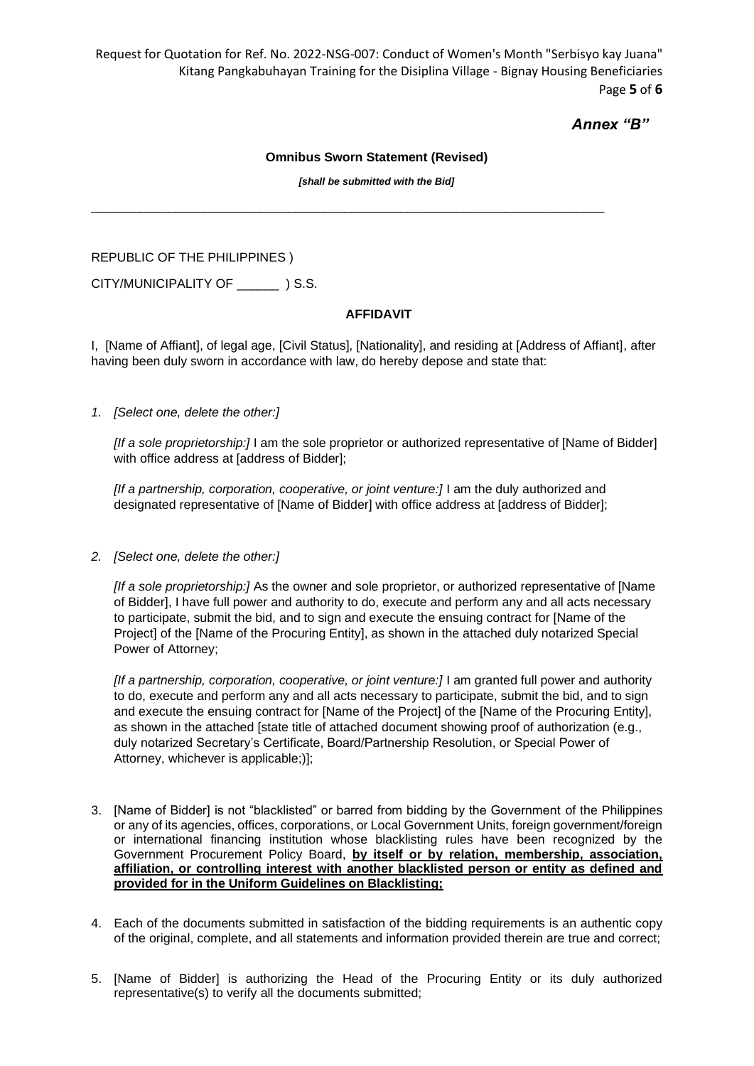*Annex "B"*

**Omnibus Sworn Statement (Revised)**

***[shall be submitted with the Bid]***

---

REPUBLIC OF THE PHILIPPINES )

CITY/MUNICIPALITY OF ______ ) S.S.

**AFFIDAVIT**

I, [Name of Affiant], of legal age, [Civil Status], [Nationality], and residing at [Address of Affiant], after having been duly sworn in accordance with law, do hereby depose and state that:

1. *[Select one, delete the other:]*

   *[If a sole proprietorship:]* I am the sole proprietor or authorized representative of [Name of Bidder] with office address at [address of Bidder];

   *[If a partnership, corporation, cooperative, or joint venture:]* I am the duly authorized and designated representative of [Name of Bidder] with office address at [address of Bidder];

2. *[Select one, delete the other:]*

   *[If a sole proprietorship:]* As the owner and sole proprietor, or authorized representative of [Name of Bidder], I have full power and authority to do, execute and perform any and all acts necessary to participate, submit the bid, and to sign and execute the ensuing contract for [Name of the Project] of the [Name of the Procuring Entity], as shown in the attached duly notarized Special Power of Attorney;

   *[If a partnership, corporation, cooperative, or joint venture:]* I am granted full power and authority to do, execute and perform any and all acts necessary to participate, submit the bid, and to sign and execute the ensuing contract for [Name of the Project] of the [Name of the Procuring Entity], as shown in the attached [state title of attached document showing proof of authorization (e.g., duly notarized Secretary's Certificate, Board/Partnership Resolution, or Special Power of Attorney, whichever is applicable;)];

3. [Name of Bidder] is not "blacklisted" or barred from bidding by the Government of the Philippines or any of its agencies, offices, corporations, or Local Government Units, foreign government/foreign or international financing institution whose blacklisting rules have been recognized by the Government Procurement Policy Board, **by itself or by relation, membership, association, affiliation, or controlling interest with another blacklisted person or entity as defined and provided for in the Uniform Guidelines on Blacklisting;**

4. Each of the documents submitted in satisfaction of the bidding requirements is an authentic copy of the original, complete, and all statements and information provided therein are true and correct;

5. [Name of Bidder] is authorizing the Head of the Procuring Entity or its duly authorized representative(s) to verify all the documents submitted;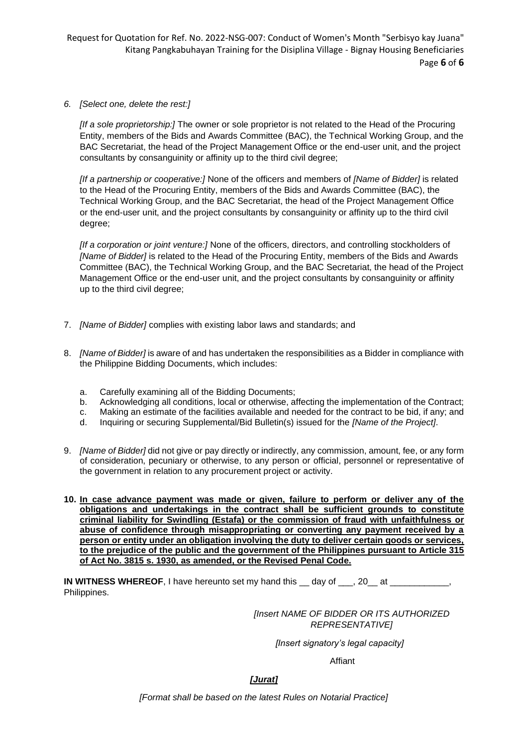6. *[Select one, delete the rest:]*

   *[If a sole proprietorship:]* The owner or sole proprietor is not related to the Head of the Procuring Entity, members of the Bids and Awards Committee (BAC), the Technical Working Group, and the BAC Secretariat, the head of the Project Management Office or the end-user unit, and the project consultants by consanguinity or affinity up to the third civil degree;

   *[If a partnership or cooperative:]* None of the officers and members of *[Name of Bidder]* is related to the Head of the Procuring Entity, members of the Bids and Awards Committee (BAC), the Technical Working Group, and the BAC Secretariat, the head of the Project Management Office or the end-user unit, and the project consultants by consanguinity or affinity up to the third civil degree;

   *[If a corporation or joint venture:]* None of the officers, directors, and controlling stockholders of *[Name of Bidder]* is related to the Head of the Procuring Entity, members of the Bids and Awards Committee (BAC), the Technical Working Group, and the BAC Secretariat, the head of the Project Management Office or the end-user unit, and the project consultants by consanguinity or affinity up to the third civil degree;

7. *[Name of Bidder]* complies with existing labor laws and standards; and

8. *[Name of Bidder]* is aware of and has undertaken the responsibilities as a Bidder in compliance with the Philippine Bidding Documents, which includes:

   a. Carefully examining all of the Bidding Documents;
   b. Acknowledging all conditions, local or otherwise, affecting the implementation of the Contract;
   c. Making an estimate of the facilities available and needed for the contract to be bid, if any; and
   d. Inquiring or securing Supplemental/Bid Bulletin(s) issued for the *[Name of the Project]*.

9. *[Name of Bidder]* did not give or pay directly or indirectly, any commission, amount, fee, or any form of consideration, pecuniary or otherwise, to any person or official, personnel or representative of the government in relation to any procurement project or activity.

10. **In case advance payment was made or given, failure to perform or deliver any of the obligations and undertakings in the contract shall be sufficient grounds to constitute criminal liability for Swindling (Estafa) or the commission of fraud with unfaithfulness or abuse of confidence through misappropriating or converting any payment received by a person or entity under an obligation involving the duty to deliver certain goods or services, to the prejudice of the public and the government of the Philippines pursuant to Article 315 of Act No. 3815 s. 1930, as amended, or the Revised Penal Code.**

**IN WITNESS WHEREOF**, I have hereunto set my hand this __ day of ___, 20__ at ____________, Philippines.

*[Insert NAME OF BIDDER OR ITS AUTHORIZED REPRESENTATIVE]*

*[Insert signatory's legal capacity]*

Affiant

***[Jurat]***

*[Format shall be based on the latest Rules on Notarial Practice]*